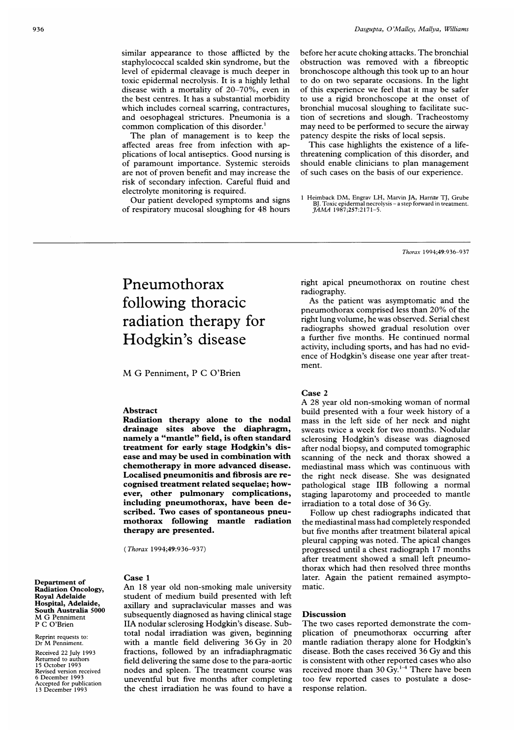similar appearance to those afflicted by the staphylococcal scalded skin syndrome, but the level of epidermal cleavage is much deeper in toxic epidermal necrolysis. It is a highly lethal disease with a mortality of 20–70%, even in the best centres. It has a substantial morbidity which includes corneal scarring, contractures, and oesophageal strictures. Pneumonia is a common complication of this disorder.[1]

The plan of management is to keep the affected areas free from infection with applications of local antiseptics. Good nursing is of paramount importance. Systemic steroids are not of proven benefit and may increase the risk of secondary infection. Careful fluid and electrolyte monitoring is required.

Our patient developed symptoms and signs of respiratory mucosal sloughing for 48 hours before her acute choking attacks. The bronchial obstruction was removed with a fibreoptic bronchoscope although this took up to an hour to do on two separate occasions. In the light of this experience we feel that it may be safer to use a rigid bronchoscope at the onset of bronchial mucosal sloughing to facilitate suction of secretions and slough. Tracheostomy may need to be performed to secure the airway patency despite the risks of local sepsis.

This case highlights the existence of a life-threatening complication of this disorder, and should enable clinicians to plan management of such cases on the basis of our experience.

1 Heimback DM, Engrav LH, Marvin JA, Harnar TJ, Grube BJ. Toxic epidermal necrolysis – a step forward in treatment. *JAMA* 1987;257:2171–5.

---

# Pneumothorax following thoracic radiation therapy for Hodgkin's disease

M G Penniment, P C O'Brien

Department of Radiation Oncology, Royal Adelaide Hospital, Adelaide, South Australia 5000
M G Penniment
P C O'Brien

Reprint requests to: Dr M Penniment.

Received 22 July 1993
Returned to authors 15 October 1993
Revised version received 6 December 1993
Accepted for publication 13 December 1993

## Abstract

**Radiation therapy alone to the nodal drainage sites above the diaphragm, namely a "mantle" field, is often standard treatment for early stage Hodgkin's disease and may be used in combination with chemotherapy in more advanced disease. Localised pneumonitis and fibrosis are recognised treatment related sequelae; however, other pulmonary complications, including pneumothorax, have been described. Two cases of spontaneous pneumothorax following mantle radiation therapy are presented.**

(*Thorax* 1994;49:936–937)

## Case 1

An 18 year old non-smoking male university student of medium build presented with left axillary and supraclavicular masses and was subsequently diagnosed as having clinical stage IIA nodular sclerosing Hodgkin's disease. Subtotal nodal irradiation was given, beginning with a mantle field delivering 36 Gy in 20 fractions, followed by an infradiaphragmatic field delivering the same dose to the para-aortic nodes and spleen. The treatment course was uneventful but five months after completing the chest irradiation he was found to have a right apical pneumothorax on routine chest radiography.

As the patient was asymptomatic and the pneumothorax comprised less than 20% of the right lung volume, he was observed. Serial chest radiographs showed gradual resolution over a further five months. He continued normal activity, including sports, and has had no evidence of Hodgkin's disease one year after treatment.

## Case 2

A 28 year old non-smoking woman of normal build presented with a four week history of a mass in the left side of her neck and night sweats twice a week for two months. Nodular sclerosing Hodgkin's disease was diagnosed after nodal biopsy, and computed tomographic scanning of the neck and thorax showed a mediastinal mass which was continuous with the right neck disease. She was designated pathological stage IIB following a normal staging laparotomy and proceeded to mantle irradiation to a total dose of 36 Gy.

Follow up chest radiographs indicated that the mediastinal mass had completely responded but five months after treatment bilateral apical pleural capping was noted. The apical changes progressed until a chest radiograph 17 months after treatment showed a small left pneumothorax which had then resolved three months later. Again the patient remained asymptomatic.

## Discussion

The two cases reported demonstrate the complication of pneumothorax occurring after mantle radiation therapy alone for Hodgkin's disease. Both the cases received 36 Gy and this is consistent with other reported cases who also received more than 30 Gy.[1-4] There have been too few reported cases to postulate a dose-response relation.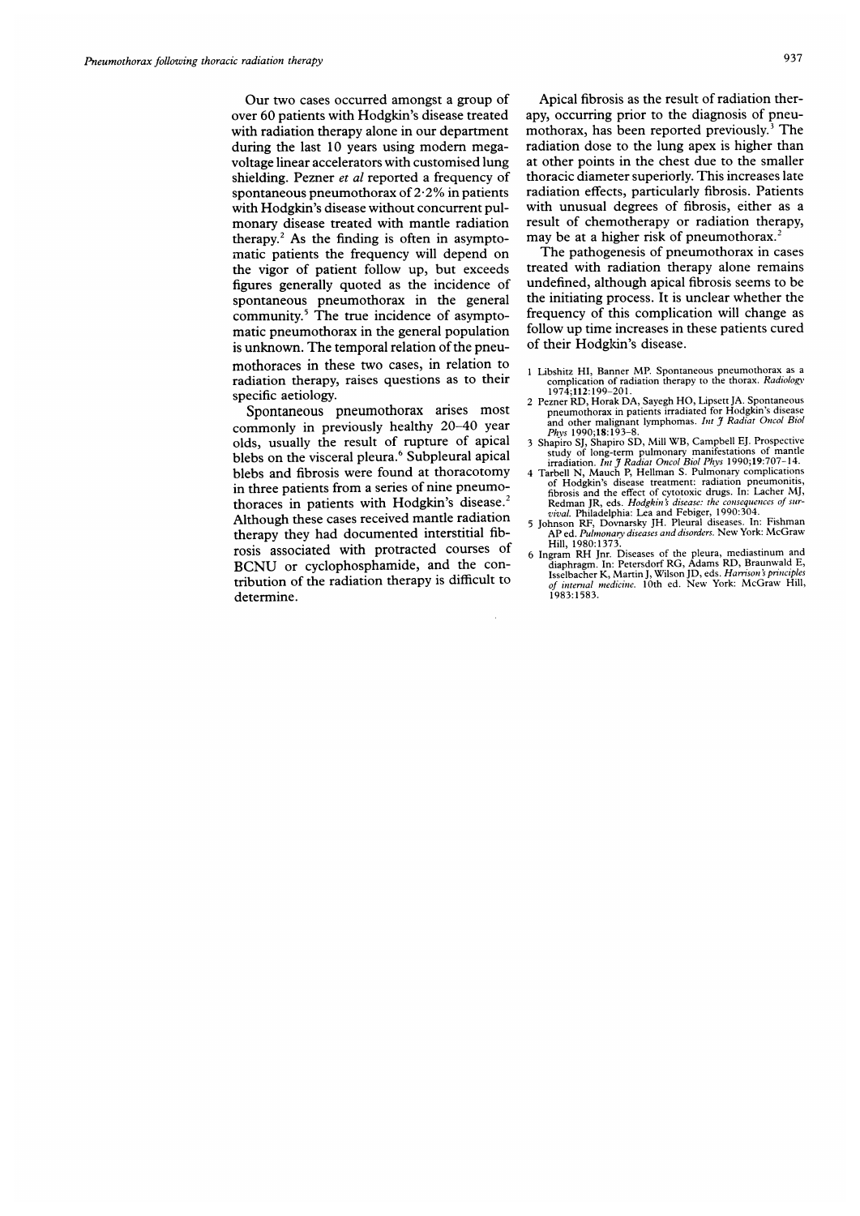Our two cases occurred amongst a group of over 60 patients with Hodgkin's disease treated with radiation therapy alone in our department during the last 10 years using modern megavoltage linear accelerators with customised lung shielding. Pezner *et al* reported a frequency of spontaneous pneumothorax of 2·2% in patients with Hodgkin's disease without concurrent pulmonary disease treated with mantle radiation therapy.[2] As the finding is often in asymptomatic patients the frequency will depend on the vigor of patient follow up, but exceeds figures generally quoted as the incidence of spontaneous pneumothorax in the general community.[5] The true incidence of asymptomatic pneumothorax in the general population is unknown. The temporal relation of the pneumothoraces in these two cases, in relation to radiation therapy, raises questions as to their specific aetiology.

Spontaneous pneumothorax arises most commonly in previously healthy 20–40 year olds, usually the result of rupture of apical blebs on the visceral pleura.[6] Subpleural apical blebs and fibrosis were found at thoracotomy in three patients from a series of nine pneumothoraces in patients with Hodgkin's disease.[2] Although these cases received mantle radiation therapy they had documented interstitial fibrosis associated with protracted courses of BCNU or cyclophosphamide, and the contribution of the radiation therapy is difficult to determine.

Apical fibrosis as the result of radiation therapy, occurring prior to the diagnosis of pneumothorax, has been reported previously.[3] The radiation dose to the lung apex is higher than at other points in the chest due to the smaller thoracic diameter superiorly. This increases late radiation effects, particularly fibrosis. Patients with unusual degrees of fibrosis, either as a result of chemotherapy or radiation therapy, may be at a higher risk of pneumothorax.[2]

The pathogenesis of pneumothorax in cases treated with radiation therapy alone remains undefined, although apical fibrosis seems to be the initiating process. It is unclear whether the frequency of this complication will change as follow up time increases in these patients cured of their Hodgkin's disease.

1 Libshitz HI, Banner MP. Spontaneous pneumothorax as a complication of radiation therapy to the thorax. *Radiology* 1974;**112**:199–201.
2 Pezner RD, Horak DA, Sayegh HO, Lipsett JA. Spontaneous pneumothorax in patients irradiated for Hodgkin's disease and other malignant lymphomas. *Int J Radiat Oncol Biol Phys* 1990;**18**:193–8.
3 Shapiro SJ, Shapiro SD, Mill WB, Campbell EJ. Prospective study of long-term pulmonary manifestations of mantle irradiation. *Int J Radiat Oncol Biol Phys* 1990;**19**:707–14.
4 Tarbell N, Mauch P, Hellman S. Pulmonary complications of Hodgkin's disease treatment: radiation pneumonitis, fibrosis and the effect of cytotoxic drugs. In: Lacher MJ, Redman JR, eds. *Hodgkin's disease: the consequences of survival.* Philadelphia: Lea and Febiger, 1990:304.
5 Johnson RF, Dovnarsky JH. Pleural diseases. In: Fishman AP ed. *Pulmonary diseases and disorders.* New York: McGraw Hill, 1980:1373.
6 Ingram RH Jnr. Diseases of the pleura, mediastinum and diaphragm. In: Petersdorf RG, Adams RD, Braunwald E, Isselbacher K, Martin J, Wilson JD, eds. *Harrison's principles of internal medicine.* 10th ed. New York: McGraw Hill, 1983:1583.